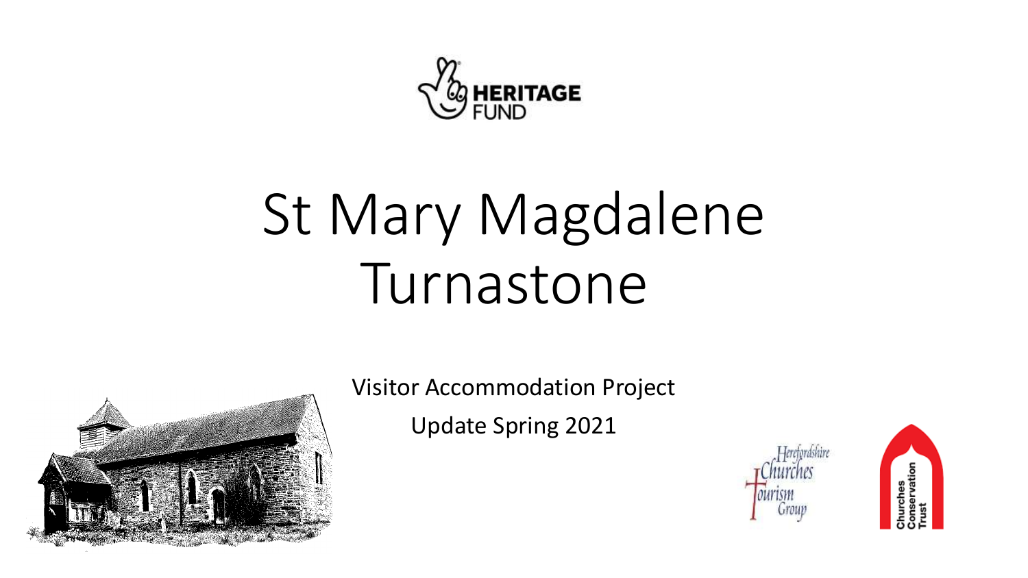# St Mary Magdalene Turnastone

Visitor Accommodation Project

Update Spring 2021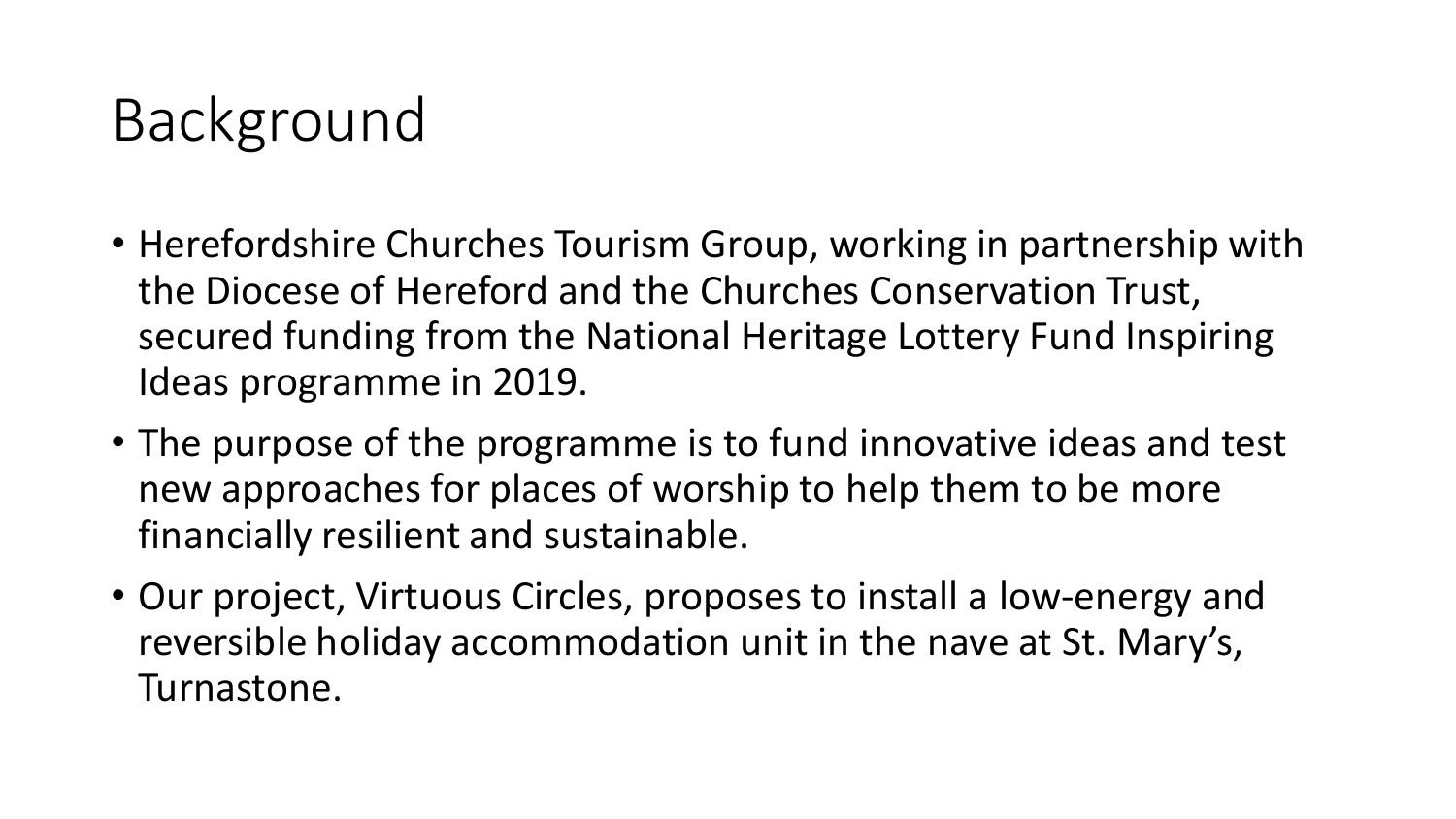# Background

- Herefordshire Churches Tourism Group, working in partnership with the Diocese of Hereford and the Churches Conservation Trust, secured funding from the National Heritage Lottery Fund Inspiring Ideas programme in 2019.
- The purpose of the programme is to fund innovative ideas and test new approaches for places of worship to help them to be more financially resilient and sustainable.
- Our project, Virtuous Circles, proposes to install a low-energy and reversible holiday accommodation unit in the nave at St. Mary's, Turnastone.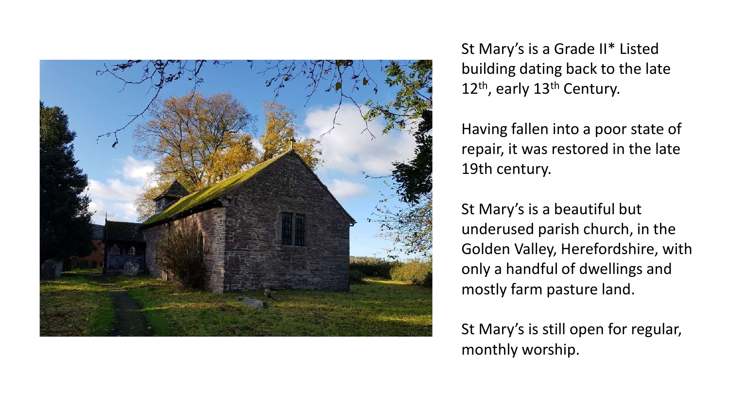St Mary's is a Grade II* Listed building dating back to the late 12th, early 13th Century.

Having fallen into a poor state of repair, it was restored in the late 19th century.

St Mary's is a beautiful but underused parish church, in the Golden Valley, Herefordshire, with only a handful of dwellings and mostly farm pasture land.

St Mary's is still open for regular, monthly worship.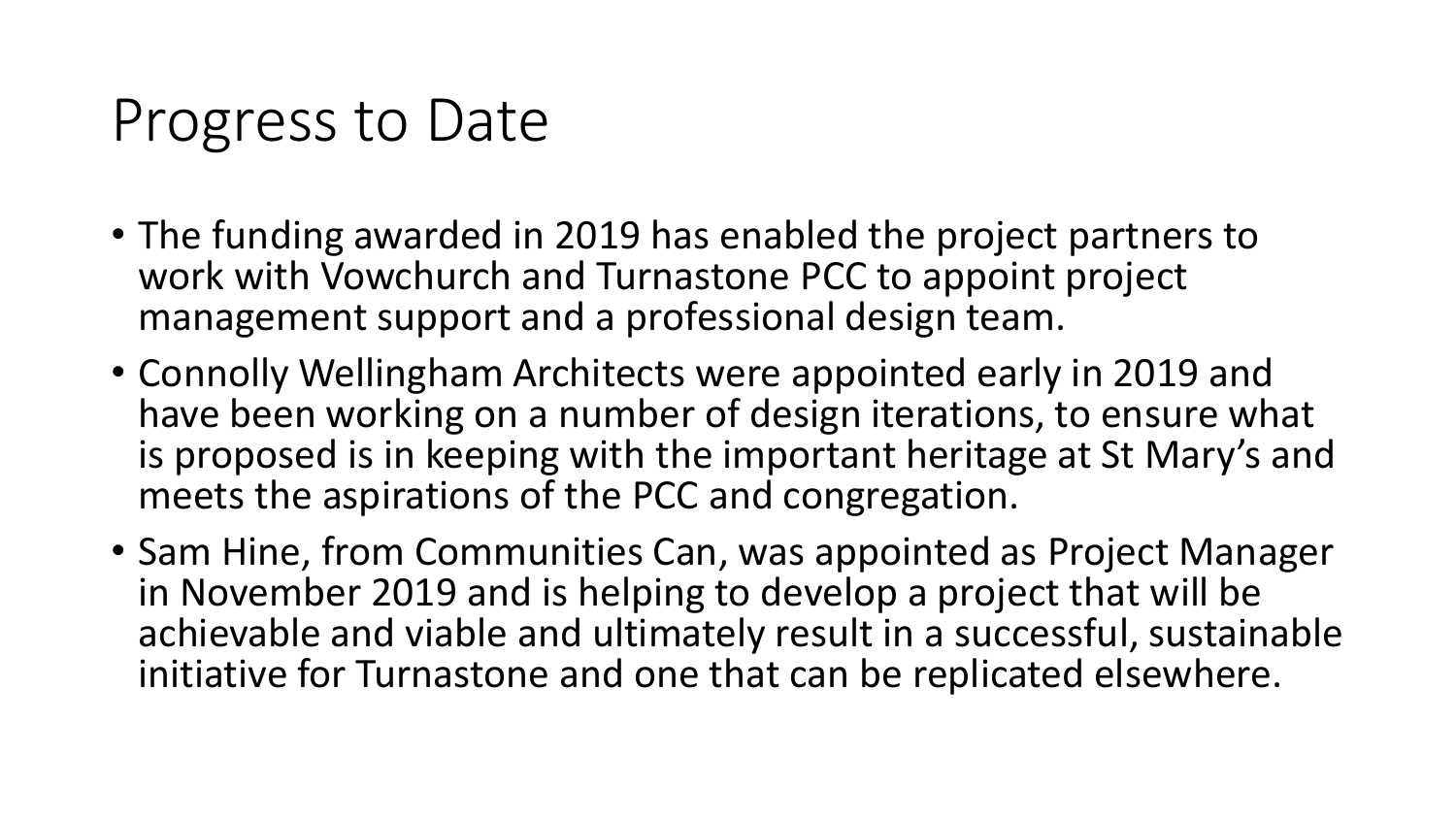# Progress to Date

- The funding awarded in 2019 has enabled the project partners to work with Vowchurch and Turnastone PCC to appoint project management support and a professional design team.
- Connolly Wellingham Architects were appointed early in 2019 and have been working on a number of design iterations, to ensure what is proposed is in keeping with the important heritage at St Mary's and meets the aspirations of the PCC and congregation.
- Sam Hine, from Communities Can, was appointed as Project Manager in November 2019 and is helping to develop a project that will be achievable and viable and ultimately result in a successful, sustainable initiative for Turnastone and one that can be replicated elsewhere.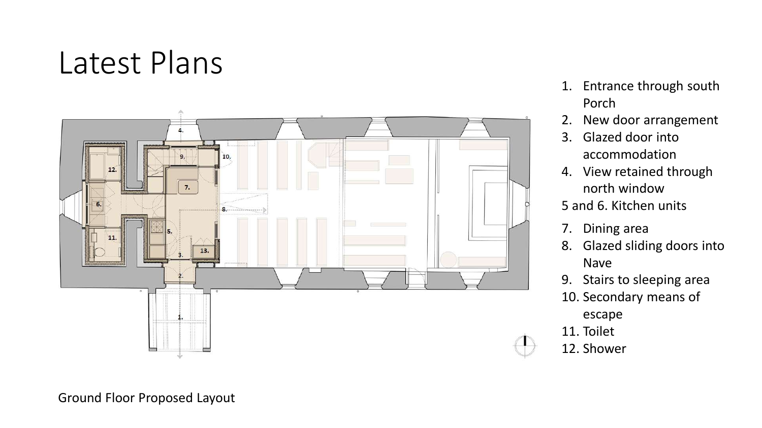# Latest Plans

1. Entrance through south Porch
2. New door arrangement
3. Glazed door into accommodation
4. View retained through north window

5 and 6. Kitchen units

7. Dining area
8. Glazed sliding doors into Nave
9. Stairs to sleeping area
10. Secondary means of escape
11. Toilet
12. Shower

Ground Floor Proposed Layout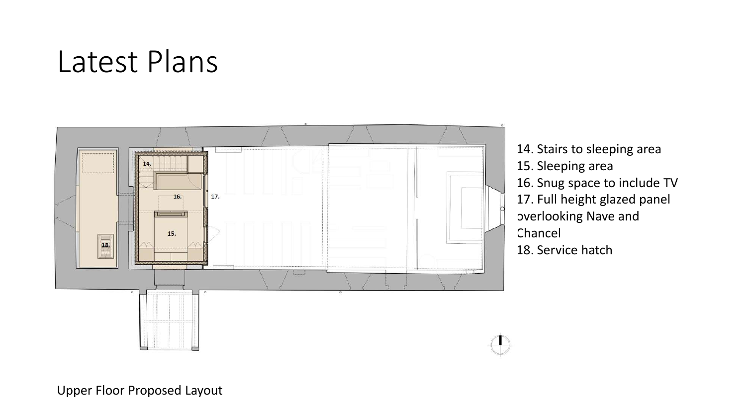# Latest Plans

14. Stairs to sleeping area
15. Sleeping area
16. Snug space to include TV
17. Full height glazed panel overlooking Nave and Chancel
18. Service hatch

Upper Floor Proposed Layout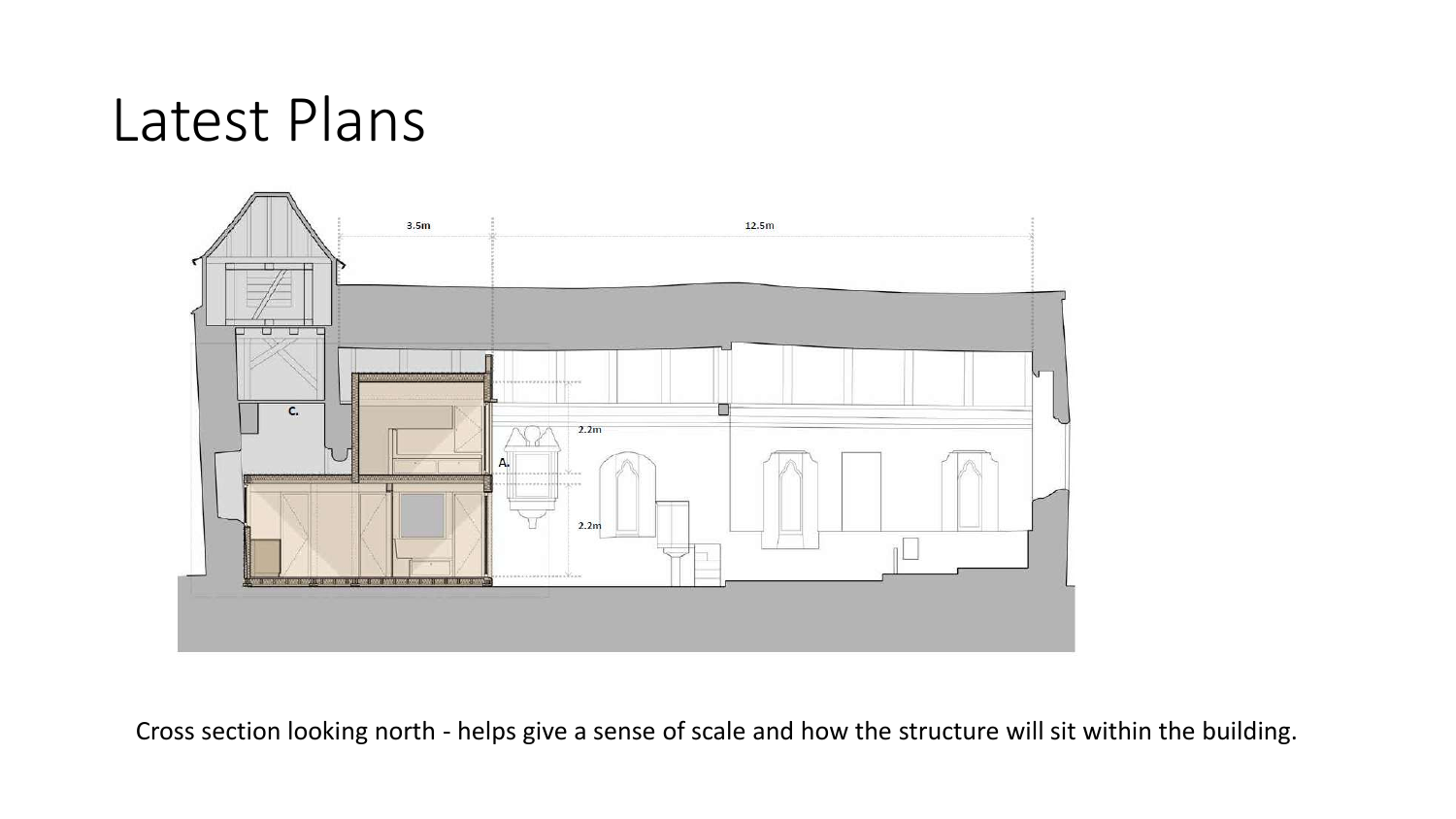# Latest Plans

Cross section looking north - helps give a sense of scale and how the structure will sit within the building.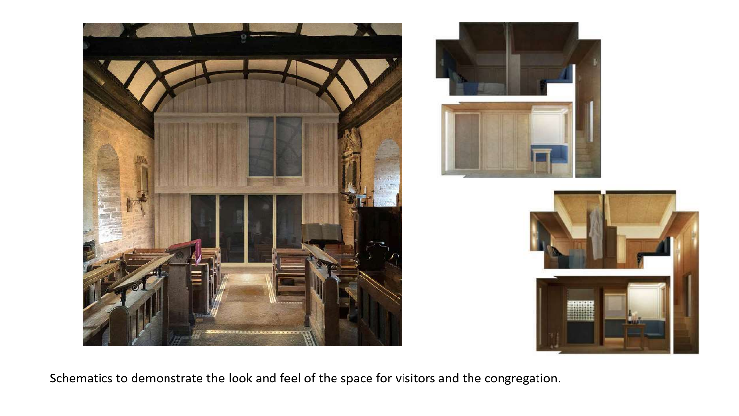Schematics to demonstrate the look and feel of the space for visitors and the congregation.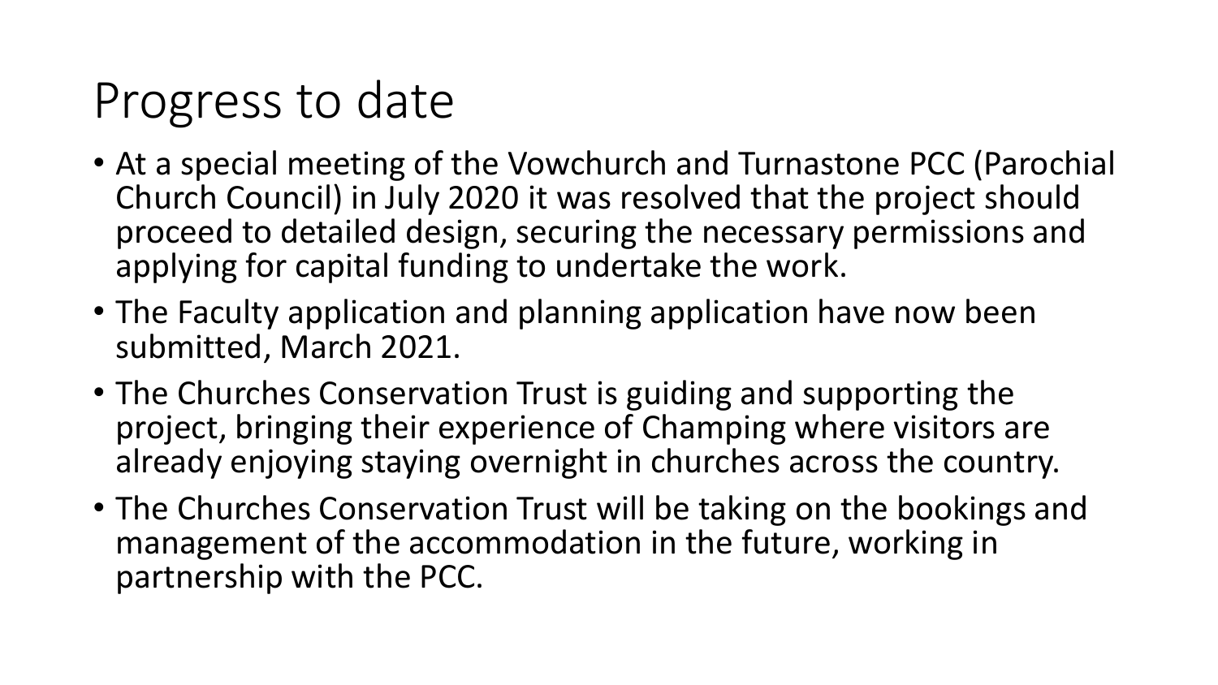# Progress to date

- At a special meeting of the Vowchurch and Turnastone PCC (Parochial Church Council) in July 2020 it was resolved that the project should proceed to detailed design, securing the necessary permissions and applying for capital funding to undertake the work.
- The Faculty application and planning application have now been submitted, March 2021.
- The Churches Conservation Trust is guiding and supporting the project, bringing their experience of Champing where visitors are already enjoying staying overnight in churches across the country.
- The Churches Conservation Trust will be taking on the bookings and management of the accommodation in the future, working in partnership with the PCC.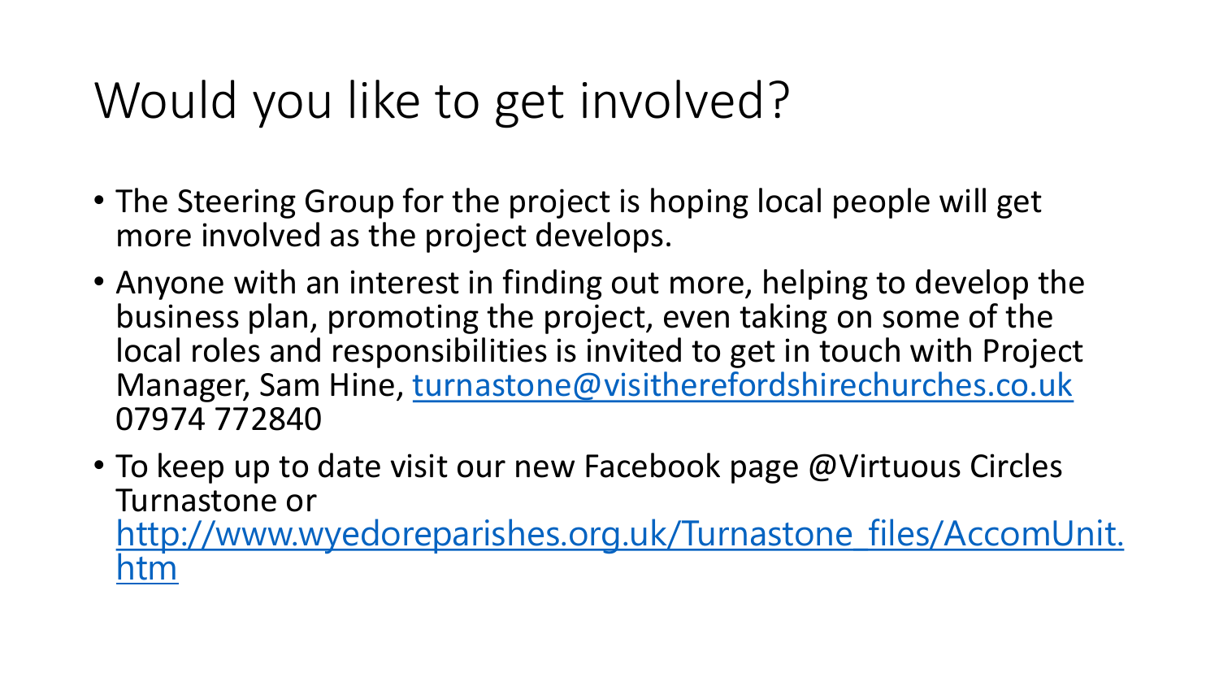# Would you like to get involved?

- The Steering Group for the project is hoping local people will get more involved as the project develops.
- Anyone with an interest in finding out more, helping to develop the business plan, promoting the project, even taking on some of the local roles and responsibilities is invited to get in touch with Project Manager, Sam Hine, turnastone@visitherefordshirechurches.co.uk 07974 772840
- To keep up to date visit our new Facebook page @Virtuous Circles Turnastone or http://www.wyedoreparishes.org.uk/Turnastone_files/AccomUnit.htm